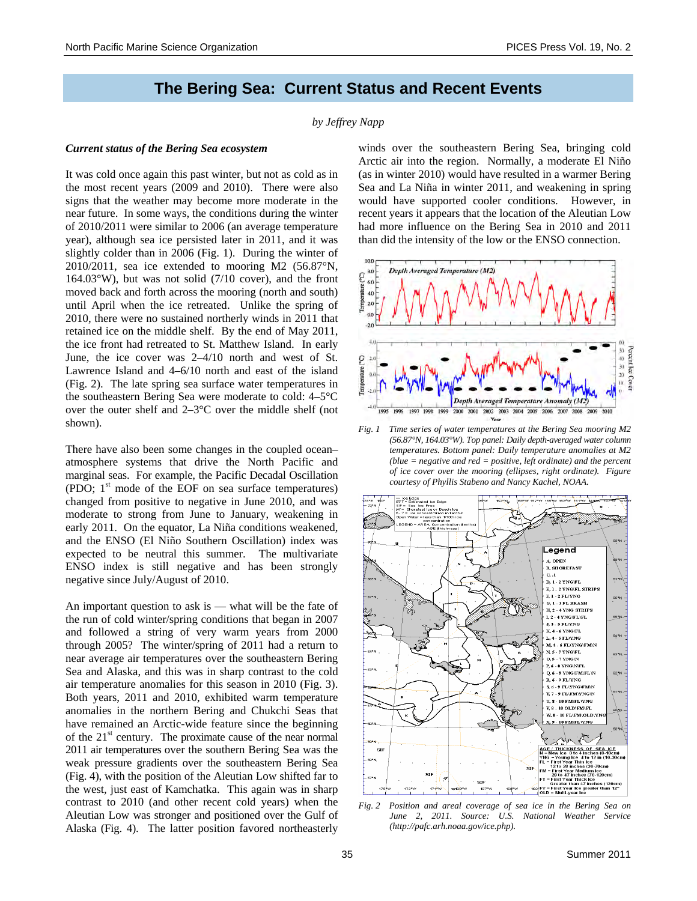# The Bering Sea: Current Status and Recent Events

*by Jeffrey Napp*

### *Current status of the Bering Sea ecosystem*

It was cold once again this past winter, but not as cold as in the most recent years (2009 and 2010). There were also signs that the weather may become more moderate in the near future. In some ways, the conditions during the winter of 2010/2011 were similar to 2006 (an average temperature year), although sea ice persisted later in 2011, and it was slightly colder than in 2006 (Fig. 1). During the winter of 2010/2011, sea ice extended to mooring M2 (56.87°N, 164.03°W), but was not solid (7/10 cover), and the front moved back and forth across the mooring (north and south) until April when the ice retreated. Unlike the spring of 2010, there were no sustained northerly winds in 2011 that retained ice on the middle shelf. By the end of May 2011, the ice front had retreated to St. Matthew Island. In early June, the ice cover was 2–4/10 north and west of St. Lawrence Island and 4–6/10 north and east of the island (Fig. 2). The late spring sea surface water temperatures in the southeastern Bering Sea were moderate to cold: 4–5°C over the outer shelf and 2–3°C over the middle shelf (not shown).

There have also been some changes in the coupled ocean–atmosphere systems that drive the North Pacific and marginal seas. For example, the Pacific Decadal Oscillation (PDO; 1st mode of the EOF on sea surface temperatures) changed from positive to negative in June 2010, and was moderate to strong from June to January, weakening in early 2011. On the equator, La Niña conditions weakened, and the ENSO (El Niño Southern Oscillation) index was expected to be neutral this summer. The multivariate ENSO index is still negative and has been strongly negative since July/August of 2010.

An important question to ask is — what will be the fate of the run of cold winter/spring conditions that began in 2007 and followed a string of very warm years from 2000 through 2005? The winter/spring of 2011 had a return to near average air temperatures over the southeastern Bering Sea and Alaska, and this was in sharp contrast to the cold air temperature anomalies for this season in 2010 (Fig. 3). Both years, 2011 and 2010, exhibited warm temperature anomalies in the northern Bering and Chukchi Seas that have remained an Arctic-wide feature since the beginning of the 21st century. The proximate cause of the near normal 2011 air temperatures over the southern Bering Sea was the weak pressure gradients over the southeastern Bering Sea (Fig. 4), with the position of the Aleutian Low shifted far to the west, just east of Kamchatka. This again was in sharp contrast to 2010 (and other recent cold years) when the Aleutian Low was stronger and positioned over the Gulf of Alaska (Fig. 4). The latter position favored northeasterly winds over the southeastern Bering Sea, bringing cold Arctic air into the region. Normally, a moderate El Niño (as in winter 2010) would have resulted in a warmer Bering Sea and La Niña in winter 2011, and weakening in spring would have supported cooler conditions. However, in recent years it appears that the location of the Aleutian Low had more influence on the Bering Sea in 2010 and 2011 than did the intensity of the low or the ENSO connection.

*Fig. 1 Time series of water temperatures at the Bering Sea mooring M2 (56.87°N, 164.03°W). Top panel: Daily depth-averaged water column temperatures. Bottom panel: Daily temperature anomalies at M2 (blue = negative and red = positive, left ordinate) and the percent of ice cover over the mooring (ellipses, right ordinate). Figure courtesy of Phyllis Stabeno and Nancy Kachel, NOAA.*

*Fig. 2 Position and areal coverage of sea ice in the Bering Sea on June 2, 2011. Source: U.S. National Weather Service (http://pafc.arh.noaa.gov/ice.php).*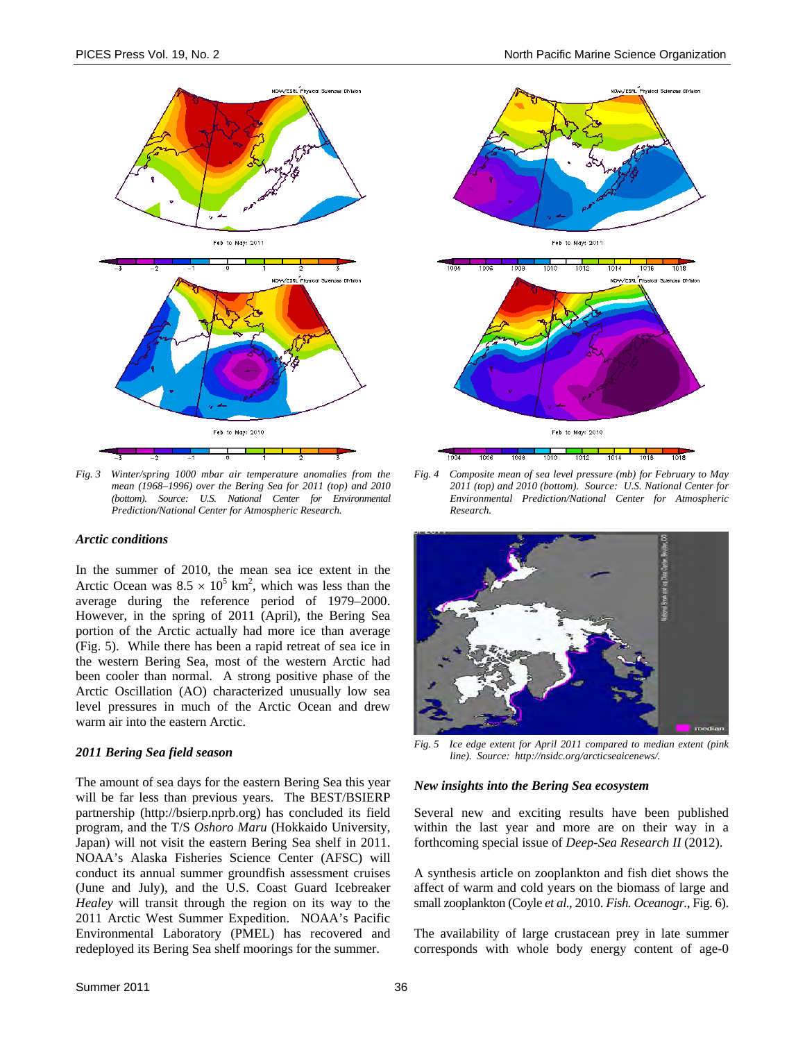*Fig. 3 Winter/spring 1000 mbar air temperature anomalies from the mean (1968–1996) over the Bering Sea for 2011 (top) and 2010 (bottom). Source: U.S. National Center for Environmental Prediction/National Center for Atmospheric Research.*

*Fig. 4 Composite mean of sea level pressure (mb) for February to May 2011 (top) and 2010 (bottom). Source: U.S. National Center for Environmental Prediction/National Center for Atmospheric Research.*

### *Arctic conditions*

In the summer of 2010, the mean sea ice extent in the Arctic Ocean was $8.5 \times 10^5$ km$^2$, which was less than the average during the reference period of 1979–2000. However, in the spring of 2011 (April), the Bering Sea portion of the Arctic actually had more ice than average (Fig. 5). While there has been a rapid retreat of sea ice in the western Bering Sea, most of the western Arctic had been cooler than normal. A strong positive phase of the Arctic Oscillation (AO) characterized unusually low sea level pressures in much of the Arctic Ocean and drew warm air into the eastern Arctic.

### *2011 Bering Sea field season*

The amount of sea days for the eastern Bering Sea this year will be far less than previous years. The BEST/BSIERP partnership (http://bsierp.nprb.org) has concluded its field program, and the T/S *Oshoro Maru* (Hokkaido University, Japan) will not visit the eastern Bering Sea shelf in 2011. NOAA's Alaska Fisheries Science Center (AFSC) will conduct its annual summer groundfish assessment cruises (June and July), and the U.S. Coast Guard Icebreaker *Healey* will transit through the region on its way to the 2011 Arctic West Summer Expedition. NOAA's Pacific Environmental Laboratory (PMEL) has recovered and redeployed its Bering Sea shelf moorings for the summer.

*Fig. 5 Ice edge extent for April 2011 compared to median extent (pink line). Source: http://nsidc.org/arcticseaicenews/.*

### *New insights into the Bering Sea ecosystem*

Several new and exciting results have been published within the last year and more are on their way in a forthcoming special issue of *Deep-Sea Research II* (2012).

A synthesis article on zooplankton and fish diet shows the affect of warm and cold years on the biomass of large and small zooplankton (Coyle *et al.*, 2010. *Fish. Oceanogr.*, Fig. 6).

The availability of large crustacean prey in late summer corresponds with whole body energy content of age-0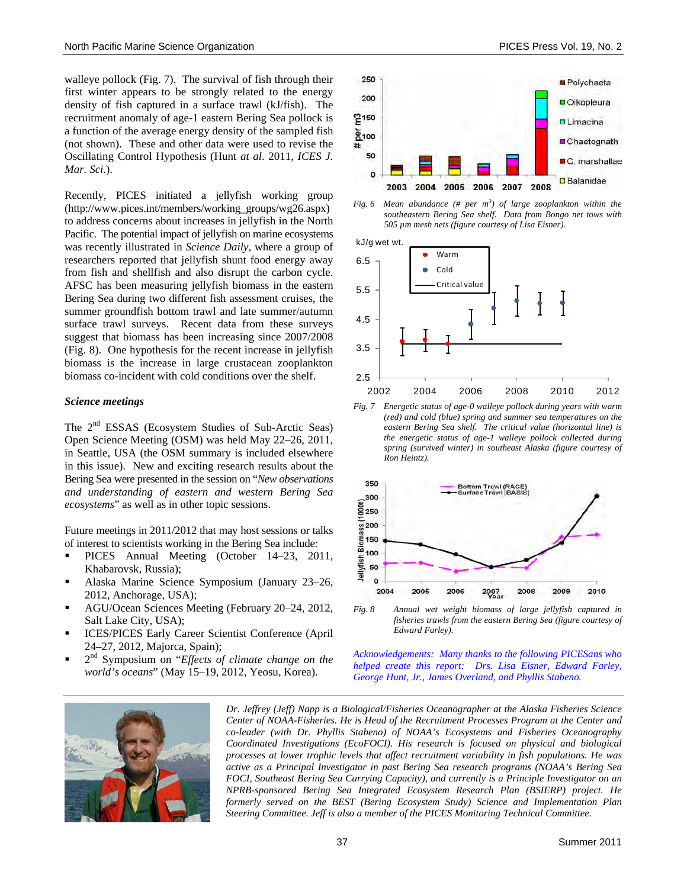walleye pollock (Fig. 7). The survival of fish through their first winter appears to be strongly related to the energy density of fish captured in a surface trawl (kJ/fish). The recruitment anomaly of age-1 eastern Bering Sea pollock is a function of the average energy density of the sampled fish (not shown). These and other data were used to revise the Oscillating Control Hypothesis (Hunt *at al*. 2011, *ICES J. Mar. Sci*.).

Recently, PICES initiated a jellyfish working group (http://www.pices.int/members/working_groups/wg26.aspx) to address concerns about increases in jellyfish in the North Pacific. The potential impact of jellyfish on marine ecosystems was recently illustrated in *Science Daily*, where a group of researchers reported that jellyfish shunt food energy away from fish and shellfish and also disrupt the carbon cycle. AFSC has been measuring jellyfish biomass in the eastern Bering Sea during two different fish assessment cruises, the summer groundfish bottom trawl and late summer/autumn surface trawl surveys. Recent data from these surveys suggest that biomass has been increasing since 2007/2008 (Fig. 8). One hypothesis for the recent increase in jellyfish biomass is the increase in large crustacean zooplankton biomass co-incident with cold conditions over the shelf.

### *Science meetings*

The 2nd ESSAS (Ecosystem Studies of Sub-Arctic Seas) Open Science Meeting (OSM) was held May 22–26, 2011, in Seattle, USA (the OSM summary is included elsewhere in this issue). New and exciting research results about the Bering Sea were presented in the session on "*New observations and understanding of eastern and western Bering Sea ecosystems*" as well as in other topic sessions.

Future meetings in 2011/2012 that may host sessions or talks of interest to scientists working in the Bering Sea include:

- PICES Annual Meeting (October 14–23, 2011, Khabarovsk, Russia);
- Alaska Marine Science Symposium (January 23–26, 2012, Anchorage, USA);
- AGU/Ocean Sciences Meeting (February 20–24, 2012, Salt Lake City, USA);
- ICES/PICES Early Career Scientist Conference (April 24–27, 2012, Majorca, Spain);
- 2nd Symposium on "*Effects of climate change on the world's oceans*" (May 15–19, 2012, Yeosu, Korea).

250
200
150
100
50
0
\# per m3
2003 2004 2005 2006 2007 2008
Polychaeta
Oikopleura
Limacina
Chaetognath
C. marshallae
Balanidae

*Fig. 6 Mean abundance (# per m*$^3$*) of large zooplankton within the southeastern Bering Sea shelf. Data from Bongo net tows with 505 µm mesh nets (figure courtesy of Lisa Eisner).*

kJ/g wet wt.
6.5
5.5
4.5
3.5
2.5
2002 2004 2006 2008 2010 2012
Warm
Cold
Critical value

*Fig. 7 Energetic status of age-0 walleye pollock during years with warm (red) and cold (blue) spring and summer sea temperatures on the eastern Bering Sea shelf. The critical value (horizontal line) is the energetic status of age-1 walleye pollock collected during spring (survived winter) in southeast Alaska (figure courtesy of Ron Heintz).*

350
300
250
200
150
100
50
0
Jellyfish Biomass (1000t)
2004 2005 2006 2007 2008 2009 2010
Year
Bottom Trawl (RACE)
Surface Trawl (BASIS)

*Fig. 8 Annual wet weight biomass of large jellyfish captured in fisheries trawls from the eastern Bering Sea (figure courtesy of Edward Farley).*

*Acknowledgements: Many thanks to the following PICESans who helped create this report: Drs. Lisa Eisner, Edward Farley, George Hunt, Jr., James Overland, and Phyllis Stabeno.*

*Dr. Jeffrey (Jeff) Napp is a Biological/Fisheries Oceanographer at the Alaska Fisheries Science Center of NOAA-Fisheries. He is Head of the Recruitment Processes Program at the Center and co-leader (with Dr. Phyllis Stabeno) of NOAA's Ecosystems and Fisheries Oceanography Coordinated Investigations (EcoFOCI). His research is focused on physical and biological processes at lower trophic levels that affect recruitment variability in fish populations. He was active as a Principal Investigator in past Bering Sea research programs (NOAA's Bering Sea FOCI, Southeast Bering Sea Carrying Capacity), and currently is a Principle Investigator on an NPRB-sponsored Bering Sea Integrated Ecosystem Research Plan (BSIERP) project. He formerly served on the BEST (Bering Ecosystem Study) Science and Implementation Plan Steering Committee. Jeff is also a member of the PICES Monitoring Technical Committee.*